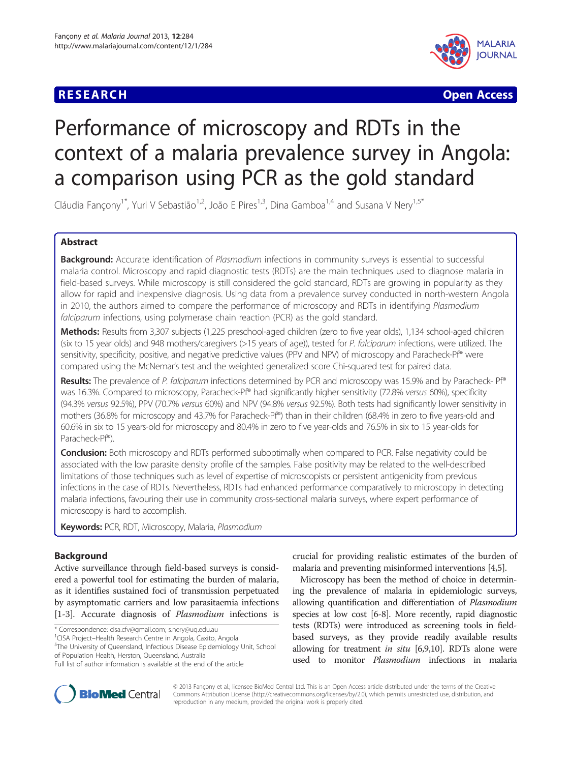RESEARCH Open Access

# Performance of microscopy and RDTs in the context of a malaria prevalence survey in Angola: a comparison using PCR as the gold standard

Cláudia Fançony[1*], Yuri V Sebastião[1,2], João E Pires[1,3], Dina Gamboa[1,4] and Susana V Nery[1,5*]

## Abstract

**Background:** Accurate identification of *Plasmodium* infections in community surveys is essential to successful malaria control. Microscopy and rapid diagnostic tests (RDTs) are the main techniques used to diagnose malaria in field-based surveys. While microscopy is still considered the gold standard, RDTs are growing in popularity as they allow for rapid and inexpensive diagnosis. Using data from a prevalence survey conducted in north-western Angola in 2010, the authors aimed to compare the performance of microscopy and RDTs in identifying *Plasmodium falciparum* infections, using polymerase chain reaction (PCR) as the gold standard.

**Methods:** Results from 3,307 subjects (1,225 preschool-aged children (zero to five year olds), 1,134 school-aged children (six to 15 year olds) and 948 mothers/caregivers (>15 years of age)), tested for *P. falciparum* infections, were utilized. The sensitivity, specificity, positive, and negative predictive values (PPV and NPV) of microscopy and Paracheck-Pf® were compared using the McNemar's test and the weighted generalized score Chi-squared test for paired data.

**Results:** The prevalence of *P. falciparum* infections determined by PCR and microscopy was 15.9% and by Paracheck- Pf® was 16.3%. Compared to microscopy, Paracheck-Pf® had significantly higher sensitivity (72.8% *versus* 60%), specificity (94.3% *versus* 92.5%), PPV (70.7% *versus* 60%) and NPV (94.8% *versus* 92.5%). Both tests had significantly lower sensitivity in mothers (36.8% for microscopy and 43.7% for Paracheck-Pf®) than in their children (68.4% in zero to five years-old and 60.6% in six to 15 years-old for microscopy and 80.4% in zero to five year-olds and 76.5% in six to 15 year-olds for Paracheck-Pf®).

**Conclusion:** Both microscopy and RDTs performed suboptimally when compared to PCR. False negativity could be associated with the low parasite density profile of the samples. False positivity may be related to the well-described limitations of those techniques such as level of expertise of microscopists or persistent antigenicity from previous infections in the case of RDTs. Nevertheless, RDTs had enhanced performance comparatively to microscopy in detecting malaria infections, favouring their use in community cross-sectional malaria surveys, where expert performance of microscopy is hard to accomplish.

**Keywords:** PCR, RDT, Microscopy, Malaria, *Plasmodium*

## Background

Active surveillance through field-based surveys is considered a powerful tool for estimating the burden of malaria, as it identifies sustained foci of transmission perpetuated by asymptomatic carriers and low parasitaemia infections [1-3]. Accurate diagnosis of *Plasmodium* infections is crucial for providing realistic estimates of the burden of malaria and preventing misinformed interventions [4,5].

Microscopy has been the method of choice in determining the prevalence of malaria in epidemiologic surveys, allowing quantification and differentiation of *Plasmodium* species at low cost [6-8]. More recently, rapid diagnostic tests (RDTs) were introduced as screening tools in field-based surveys, as they provide readily available results allowing for treatment *in situ* [6,9,10]. RDTs alone were used to monitor *Plasmodium* infections in malaria

\* Correspondence: cisa.cfv@gmail.com; s.nery@uq.edu.au
[1]CISA Project–Health Research Centre in Angola, Caxito, Angola
[5]The University of Queensland, Infectious Disease Epidemiology Unit, School of Population Health, Herston, Queensland, Australia
Full list of author information is available at the end of the article

© 2013 Fançony et al.; licensee BioMed Central Ltd. This is an Open Access article distributed under the terms of the Creative Commons Attribution License (http://creativecommons.org/licenses/by/2.0), which permits unrestricted use, distribution, and reproduction in any medium, provided the original work is properly cited.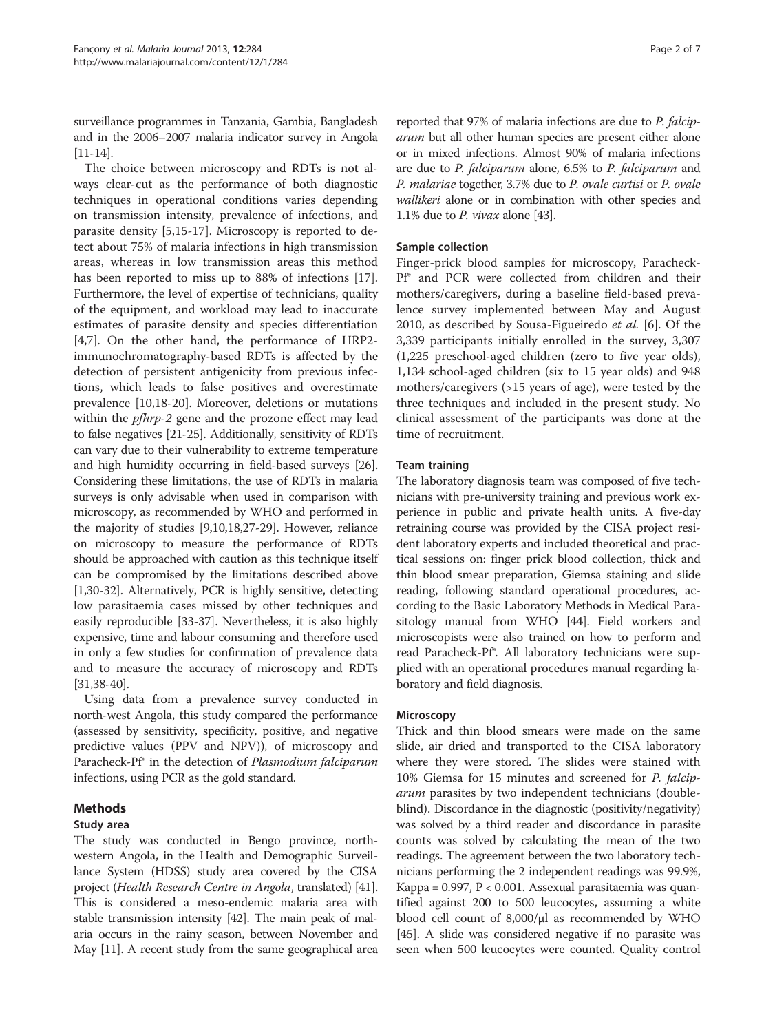surveillance programmes in Tanzania, Gambia, Bangladesh and in the 2006–2007 malaria indicator survey in Angola [11-14].

The choice between microscopy and RDTs is not always clear-cut as the performance of both diagnostic techniques in operational conditions varies depending on transmission intensity, prevalence of infections, and parasite density [5,15-17]. Microscopy is reported to detect about 75% of malaria infections in high transmission areas, whereas in low transmission areas this method has been reported to miss up to 88% of infections [17]. Furthermore, the level of expertise of technicians, quality of the equipment, and workload may lead to inaccurate estimates of parasite density and species differentiation [4,7]. On the other hand, the performance of HRP2-immunochromatography-based RDTs is affected by the detection of persistent antigenicity from previous infections, which leads to false positives and overestimate prevalence [10,18-20]. Moreover, deletions or mutations within the *pfhrp-2* gene and the prozone effect may lead to false negatives [21-25]. Additionally, sensitivity of RDTs can vary due to their vulnerability to extreme temperature and high humidity occurring in field-based surveys [26]. Considering these limitations, the use of RDTs in malaria surveys is only advisable when used in comparison with microscopy, as recommended by WHO and performed in the majority of studies [9,10,18,27-29]. However, reliance on microscopy to measure the performance of RDTs should be approached with caution as this technique itself can be compromised by the limitations described above [1,30-32]. Alternatively, PCR is highly sensitive, detecting low parasitaemia cases missed by other techniques and easily reproducible [33-37]. Nevertheless, it is also highly expensive, time and labour consuming and therefore used in only a few studies for confirmation of prevalence data and to measure the accuracy of microscopy and RDTs [31,38-40].

Using data from a prevalence survey conducted in north-west Angola, this study compared the performance (assessed by sensitivity, specificity, positive, and negative predictive values (PPV and NPV)), of microscopy and Paracheck-Pf® in the detection of *Plasmodium falciparum* infections, using PCR as the gold standard.

## Methods

### Study area

The study was conducted in Bengo province, north-western Angola, in the Health and Demographic Surveillance System (HDSS) study area covered by the CISA project (*Health Research Centre in Angola*, translated) [41]. This is considered a meso-endemic malaria area with stable transmission intensity [42]. The main peak of malaria occurs in the rainy season, between November and May [11]. A recent study from the same geographical area reported that 97% of malaria infections are due to *P. falciparum* but all other human species are present either alone or in mixed infections. Almost 90% of malaria infections are due to *P. falciparum* alone, 6.5% to *P. falciparum* and *P. malariae* together, 3.7% due to *P. ovale curtisi* or *P. ovale wallikeri* alone or in combination with other species and 1.1% due to *P. vivax* alone [43].

### Sample collection

Finger-prick blood samples for microscopy, Paracheck-Pf® and PCR were collected from children and their mothers/caregivers, during a baseline field-based prevalence survey implemented between May and August 2010, as described by Sousa-Figueiredo *et al.* [6]. Of the 3,339 participants initially enrolled in the survey, 3,307 (1,225 preschool-aged children (zero to five year olds), 1,134 school-aged children (six to 15 year olds) and 948 mothers/caregivers (>15 years of age), were tested by the three techniques and included in the present study. No clinical assessment of the participants was done at the time of recruitment.

### Team training

The laboratory diagnosis team was composed of five technicians with pre-university training and previous work experience in public and private health units. A five-day retraining course was provided by the CISA project resident laboratory experts and included theoretical and practical sessions on: finger prick blood collection, thick and thin blood smear preparation, Giemsa staining and slide reading, following standard operational procedures, according to the Basic Laboratory Methods in Medical Parasitology manual from WHO [44]. Field workers and microscopists were also trained on how to perform and read Paracheck-Pf®. All laboratory technicians were supplied with an operational procedures manual regarding laboratory and field diagnosis.

### Microscopy

Thick and thin blood smears were made on the same slide, air dried and transported to the CISA laboratory where they were stored. The slides were stained with 10% Giemsa for 15 minutes and screened for *P. falciparum* parasites by two independent technicians (double-blind). Discordance in the diagnostic (positivity/negativity) was solved by a third reader and discordance in parasite counts was solved by calculating the mean of the two readings. The agreement between the two laboratory technicians performing the 2 independent readings was 99.9%, Kappa = 0.997, $P < 0.001$. Assexual parasitaemia was quantified against 200 to 500 leucocytes, assuming a white blood cell count of 8,000/μl as recommended by WHO [45]. A slide was considered negative if no parasite was seen when 500 leucocytes were counted. Quality control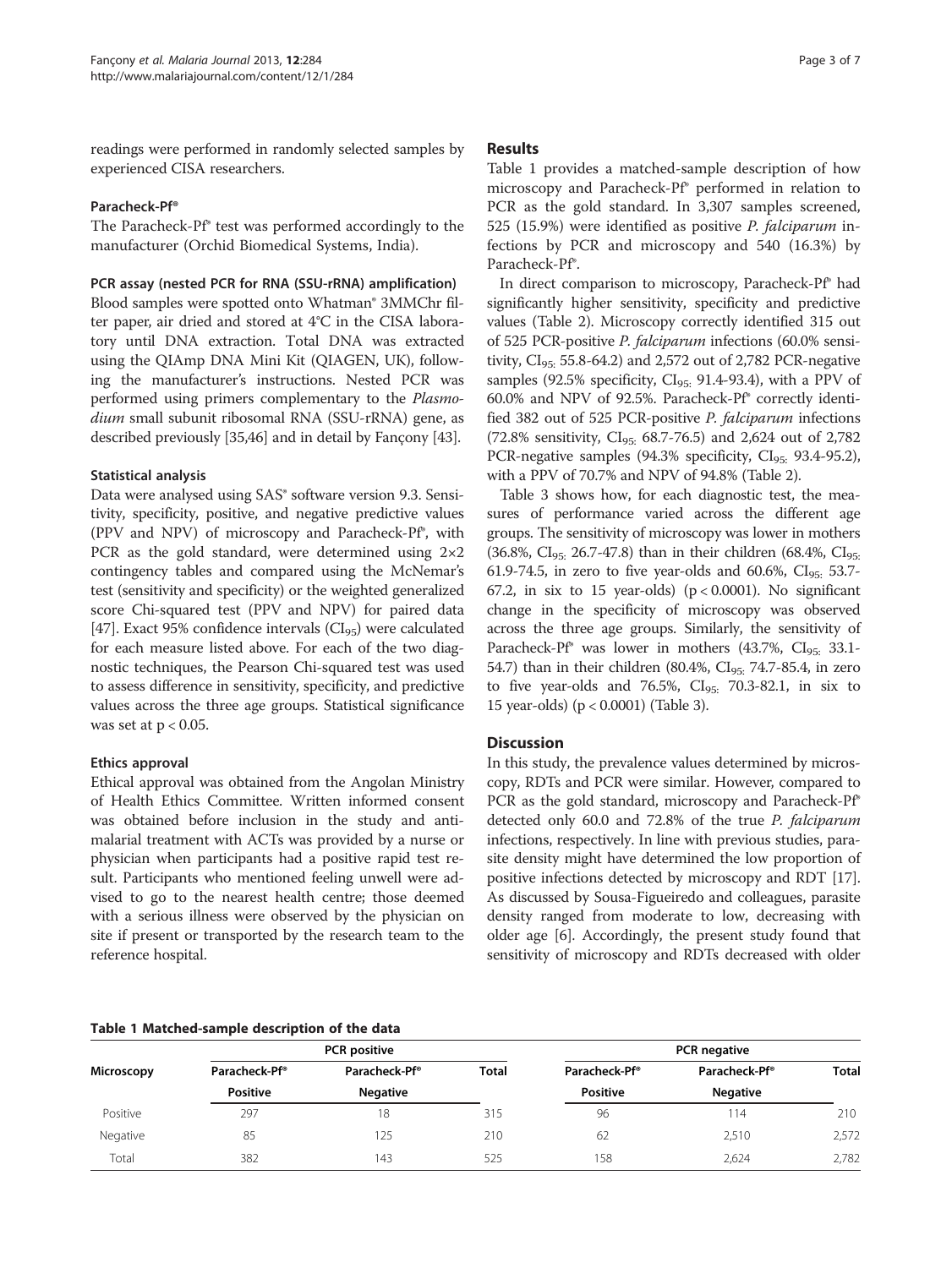readings were performed in randomly selected samples by experienced CISA researchers.

#### Paracheck-Pf®

The Paracheck-Pf® test was performed accordingly to the manufacturer (Orchid Biomedical Systems, India).

#### PCR assay (nested PCR for RNA (SSU-rRNA) amplification)

Blood samples were spotted onto Whatman® 3MMChr filter paper, air dried and stored at 4°C in the CISA laboratory until DNA extraction. Total DNA was extracted using the QIAmp DNA Mini Kit (QIAGEN, UK), following the manufacturer's instructions. Nested PCR was performed using primers complementary to the *Plasmodium* small subunit ribosomal RNA (SSU-rRNA) gene, as described previously [35,46] and in detail by Fançony [43].

#### Statistical analysis

Data were analysed using SAS® software version 9.3. Sensitivity, specificity, positive, and negative predictive values (PPV and NPV) of microscopy and Paracheck-Pf®, with PCR as the gold standard, were determined using 2×2 contingency tables and compared using the McNemar's test (sensitivity and specificity) or the weighted generalized score Chi-squared test (PPV and NPV) for paired data [47]. Exact 95% confidence intervals ($CI_{95}$) were calculated for each measure listed above. For each of the two diagnostic techniques, the Pearson Chi-squared test was used to assess difference in sensitivity, specificity, and predictive values across the three age groups. Statistical significance was set at $p < 0.05$.

#### Ethics approval

Ethical approval was obtained from the Angolan Ministry of Health Ethics Committee. Written informed consent was obtained before inclusion in the study and anti-malarial treatment with ACTs was provided by a nurse or physician when participants had a positive rapid test result. Participants who mentioned feeling unwell were advised to go to the nearest health centre; those deemed with a serious illness were observed by the physician on site if present or transported by the research team to the reference hospital.

## Results

Table 1 provides a matched-sample description of how microscopy and Paracheck-Pf® performed in relation to PCR as the gold standard. In 3,307 samples screened, 525 (15.9%) were identified as positive *P. falciparum* infections by PCR and microscopy and 540 (16.3%) by Paracheck-Pf®.

In direct comparison to microscopy, Paracheck-Pf® had significantly higher sensitivity, specificity and predictive values (Table 2). Microscopy correctly identified 315 out of 525 PCR-positive *P. falciparum* infections (60.0% sensitivity, $CI_{95:}$ 55.8-64.2) and 2,572 out of 2,782 PCR-negative samples (92.5% specificity, $CI_{95:}$ 91.4-93.4), with a PPV of 60.0% and NPV of 92.5%. Paracheck-Pf® correctly identified 382 out of 525 PCR-positive *P. falciparum* infections (72.8% sensitivity, $CI_{95:}$ 68.7-76.5) and 2,624 out of 2,782 PCR-negative samples (94.3% specificity, $CI_{95:}$ 93.4-95.2), with a PPV of 70.7% and NPV of 94.8% (Table 2).

Table 3 shows how, for each diagnostic test, the measures of performance varied across the different age groups. The sensitivity of microscopy was lower in mothers (36.8%, $CI_{95:}$ 26.7-47.8) than in their children (68.4%, $CI_{95:}$ 61.9-74.5, in zero to five year-olds and 60.6%, $CI_{95:}$ 53.7-67.2, in six to 15 year-olds) ($p < 0.0001$). No significant change in the specificity of microscopy was observed across the three age groups. Similarly, the sensitivity of Paracheck-Pf® was lower in mothers (43.7%, $CI_{95:}$ 33.1-54.7) than in their children (80.4%, $CI_{95:}$ 74.7-85.4, in zero to five year-olds and 76.5%, $CI_{95:}$ 70.3-82.1, in six to 15 year-olds) ($p < 0.0001$) (Table 3).

## Discussion

In this study, the prevalence values determined by microscopy, RDTs and PCR were similar. However, compared to PCR as the gold standard, microscopy and Paracheck-Pf® detected only 60.0 and 72.8% of the true *P. falciparum* infections, respectively. In line with previous studies, parasite density might have determined the low proportion of positive infections detected by microscopy and RDT [17]. As discussed by Sousa-Figueiredo and colleagues, parasite density ranged from moderate to low, decreasing with older age [6]. Accordingly, the present study found that sensitivity of microscopy and RDTs decreased with older

**Table 1 Matched-sample description of the data**

| Microscopy | PCR positive | | | PCR negative | | |
|---|---|---|---|---|---|---|
| | Paracheck-Pf® Positive | Paracheck-Pf® Negative | Total | Paracheck-Pf® Positive | Paracheck-Pf® Negative | Total |
| Positive | 297 | 18 | 315 | 96 | 114 | 210 |
| Negative | 85 | 125 | 210 | 62 | 2,510 | 2,572 |
| Total | 382 | 143 | 525 | 158 | 2,624 | 2,782 |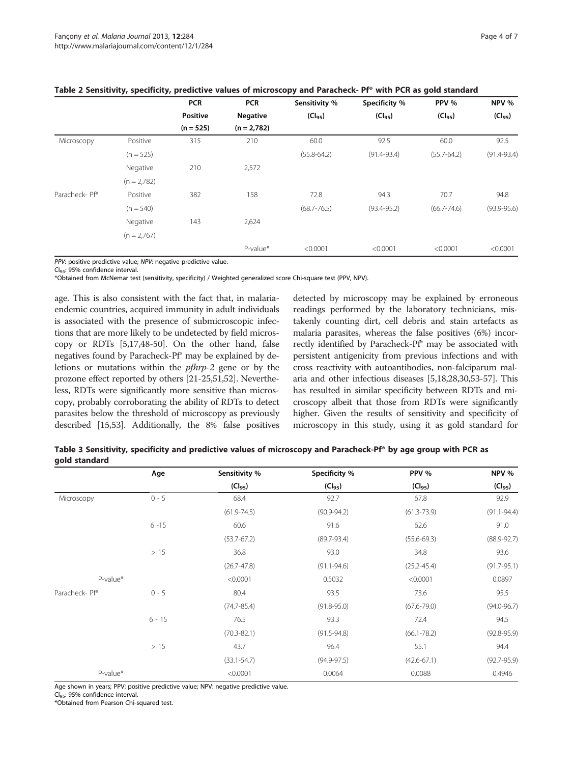**Table 2 Sensitivity, specificity, predictive values of microscopy and Paracheck- Pf® with PCR as gold standard**

| | | PCR Positive (n = 525) | PCR Negative (n = 2,782) | Sensitivity % ($CI_{95}$) | Specificity % ($CI_{95}$) | PPV % ($CI_{95}$) | NPV % ($CI_{95}$) |
|---|---|---|---|---|---|---|---|
| Microscopy | Positive (n = 525) | 315 | 210 | 60.0 (55.8-64.2) | 92.5 (91.4-93.4) | 60.0 (55.7-64.2) | 92.5 (91.4-93.4) |
| | Negative (n = 2,782) | 210 | 2,572 | | | | |
| Paracheck- Pf® | Positive (n = 540) | 382 | 158 | 72.8 (68.7-76.5) | 94.3 (93.4-95.2) | 70.7 (66.7-74.6) | 94.8 (93.9-95.6) |
| | Negative (n = 2,767) | 143 | 2,624 | | | | |
| | | | P-value* | <0.0001 | <0.0001 | <0.0001 | <0.0001 |

*PPV*: positive predictive value; *NPV*: negative predictive value.
$CI_{95}$: 95% confidence interval.
*Obtained from McNemar test (sensitivity, specificity) / Weighted generalized score Chi-square test (PPV, NPV).

age. This is also consistent with the fact that, in malaria-endemic countries, acquired immunity in adult individuals is associated with the presence of submicroscopic infections that are more likely to be undetected by field microscopy or RDTs [5,17,48-50]. On the other hand, false negatives found by Paracheck-Pf® may be explained by deletions or mutations within the *pfhrp-2* gene or by the prozone effect reported by others [21-25,51,52]. Nevertheless, RDTs were significantly more sensitive than microscopy, probably corroborating the ability of RDTs to detect parasites below the threshold of microscopy as previously described [15,53]. Additionally, the 8% false positives detected by microscopy may be explained by erroneous readings performed by the laboratory technicians, mistakenly counting dirt, cell debris and stain artefacts as malaria parasites, whereas the false positives (6%) incorrectly identified by Paracheck-Pf® may be associated with persistent antigenicity from previous infections and with cross reactivity with autoantibodies, non-falciparum malaria and other infectious diseases [5,18,28,30,53-57]. This has resulted in similar specificity between RDTs and microscopy albeit that those from RDTs were significantly higher. Given the results of sensitivity and specificity of microscopy in this study, using it as gold standard for

**Table 3 Sensitivity, specificity and predictive values of microscopy and Paracheck-Pf® by age group with PCR as gold standard**

| | Age | Sensitivity % ($CI_{95}$) | Specificity % ($CI_{95}$) | PPV % ($CI_{95}$) | NPV % ($CI_{95}$) |
|---|---|---|---|---|---|
| Microscopy | 0 - 5 | 68.4 (61.9-74.5) | 92.7 (90.9-94.2) | 67.8 (61.3-73.9) | 92.9 (91.1-94.4) |
| | 6 -15 | 60.6 (53.7-67.2) | 91.6 (89.7-93.4) | 62.6 (55.6-69.3) | 91.0 (88.9-92.7) |
| | > 15 | 36.8 (26.7-47.8) | 93.0 (91.1-94.6) | 34.8 (25.2-45.4) | 93.6 (91.7-95.1) |
| P-value* | | <0.0001 | 0.5032 | <0.0001 | 0.0897 |
| Paracheck- Pf® | 0 - 5 | 80.4 (74.7-85.4) | 93.5 (91.8-95.0) | 73.6 (67.6-79.0) | 95.5 (94.0-96.7) |
| | 6 - 15 | 76.5 (70.3-82.1) | 93.3 (91.5-94.8) | 72.4 (66.1-78.2) | 94.5 (92.8-95.9) |
| | > 15 | 43.7 (33.1-54.7) | 96.4 (94.9-97.5) | 55.1 (42.6-67.1) | 94.4 (92.7-95.9) |
| P-value* | | <0.0001 | 0.0064 | 0.0088 | 0.4946 |

Age shown in years; PPV: positive predictive value; NPV: negative predictive value.
$CI_{95}$: 95% confidence interval.
*Obtained from Pearson Chi-squared test.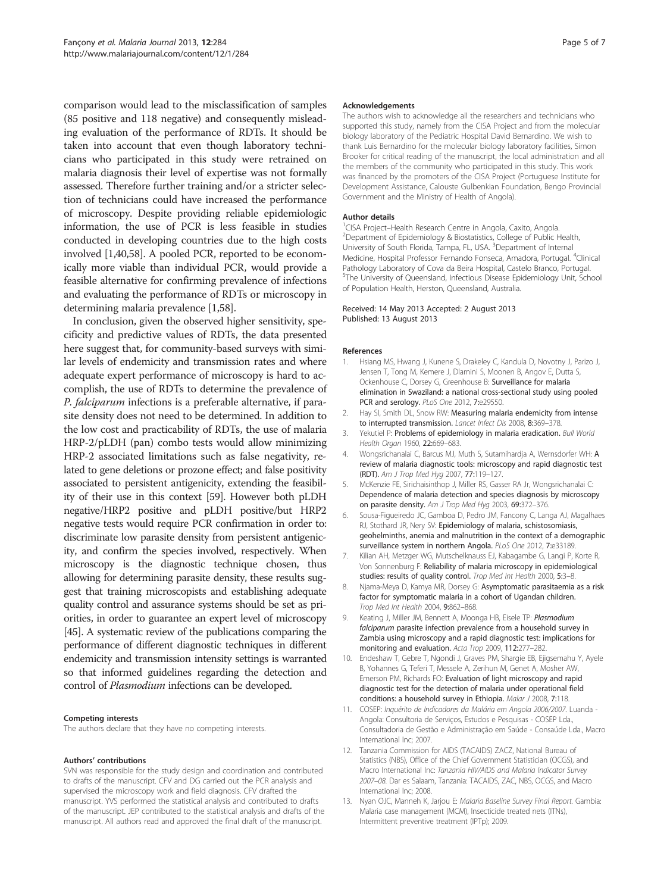comparison would lead to the misclassification of samples (85 positive and 118 negative) and consequently misleading evaluation of the performance of RDTs. It should be taken into account that even though laboratory technicians who participated in this study were retrained on malaria diagnosis their level of expertise was not formally assessed. Therefore further training and/or a stricter selection of technicians could have increased the performance of microscopy. Despite providing reliable epidemiologic information, the use of PCR is less feasible in studies conducted in developing countries due to the high costs involved [1,40,58]. A pooled PCR, reported to be economically more viable than individual PCR, would provide a feasible alternative for confirming prevalence of infections and evaluating the performance of RDTs or microscopy in determining malaria prevalence [1,58].

In conclusion, given the observed higher sensitivity, specificity and predictive values of RDTs, the data presented here suggest that, for community-based surveys with similar levels of endemicity and transmission rates and where adequate expert performance of microscopy is hard to accomplish, the use of RDTs to determine the prevalence of *P. falciparum* infections is a preferable alternative, if parasite density does not need to be determined. In addition to the low cost and practicability of RDTs, the use of malaria HRP-2/pLDH (pan) combo tests would allow minimizing HRP-2 associated limitations such as false negativity, related to gene deletions or prozone effect; and false positivity associated to persistent antigenicity, extending the feasibility of their use in this context [59]. However both pLDH negative/HRP2 positive and pLDH positive/but HRP2 negative tests would require PCR confirmation in order to: discriminate low parasite density from persistent antigenicity, and confirm the species involved, respectively. When microscopy is the diagnostic technique chosen, thus allowing for determining parasite density, these results suggest that training microscopists and establishing adequate quality control and assurance systems should be set as priorities, in order to guarantee an expert level of microscopy [45]. A systematic review of the publications comparing the performance of different diagnostic techniques in different endemicity and transmission intensity settings is warranted so that informed guidelines regarding the detection and control of *Plasmodium* infections can be developed.

#### Competing interests
The authors declare that they have no competing interests.

#### Authors' contributions
SVN was responsible for the study design and coordination and contributed to drafts of the manuscript. CFV and DG carried out the PCR analysis and supervised the microscopy work and field diagnosis. CFV drafted the manuscript. YVS performed the statistical analysis and contributed to drafts of the manuscript. JEP contributed to the statistical analysis and drafts of the manuscript. All authors read and approved the final draft of the manuscript.

#### Acknowledgements
The authors wish to acknowledge all the researchers and technicians who supported this study, namely from the CISA Project and from the molecular biology laboratory of the Pediatric Hospital David Bernardino. We wish to thank Luis Bernardino for the molecular biology laboratory facilities, Simon Brooker for critical reading of the manuscript, the local administration and all the members of the community who participated in this study. This work was financed by the promoters of the CISA Project (Portuguese Institute for Development Assistance, Calouste Gulbenkian Foundation, Bengo Provincial Government and the Ministry of Health of Angola).

#### Author details
[1]CISA Project–Health Research Centre in Angola, Caxito, Angola. [2]Department of Epidemiology & Biostatistics, College of Public Health, University of South Florida, Tampa, FL, USA. [3]Department of Internal Medicine, Hospital Professor Fernando Fonseca, Amadora, Portugal. [4]Clinical Pathology Laboratory of Cova da Beira Hospital, Castelo Branco, Portugal. [5]The University of Queensland, Infectious Disease Epidemiology Unit, School of Population Health, Herston, Queensland, Australia.

Received: 14 May 2013 Accepted: 2 August 2013
Published: 13 August 2013

#### References
1. Hsiang MS, Hwang J, Kunene S, Drakeley C, Kandula D, Novotny J, Parizo J, Jensen T, Tong M, Kemere J, Dlamini S, Moonen B, Angov E, Dutta S, Ockenhouse C, Dorsey G, Greenhouse B: **Surveillance for malaria elimination in Swaziland: a national cross-sectional study using pooled PCR and serology.** *PLoS One* 2012, **7:**e29550.
2. Hay SI, Smith DL, Snow RW: **Measuring malaria endemicity from intense to interrupted transmission.** *Lancet Infect Dis* 2008, **8:**369–378.
3. Yekutiel P: **Problems of epidemiology in malaria eradication.** *Bull World Health Organ* 1960, **22:**669–683.
4. Wongsrichanalai C, Barcus MJ, Muth S, Sutamihardja A, Wernsdorfer WH: **A review of malaria diagnostic tools: microscopy and rapid diagnostic test (RDT).** *Am J Trop Med Hyg* 2007, **77:**119–127.
5. McKenzie FE, Sirichaisinthop J, Miller RS, Gasser RA Jr, Wongsrichanalai C: **Dependence of malaria detection and species diagnosis by microscopy on parasite density.** *Am J Trop Med Hyg* 2003, **69:**372–376.
6. Sousa-Figueiredo JC, Gamboa D, Pedro JM, Fancony C, Langa AJ, Magalhaes RJ, Stothard JR, Nery SV: **Epidemiology of malaria, schistosomiasis, geohelminths, anemia and malnutrition in the context of a demographic surveillance system in northern Angola.** *PLoS One* 2012, **7:**e33189.
7. Kilian AH, Metzger WG, Mutschelknauss EJ, Kabagambe G, Langi P, Korte R, Von Sonnenburg F: **Reliability of malaria microscopy in epidemiological studies: results of quality control.** *Trop Med Int Health* 2000, **5:**3–8.
8. Njama-Meya D, Kamya MR, Dorsey G: **Asymptomatic parasitaemia as a risk factor for symptomatic malaria in a cohort of Ugandan children.** *Trop Med Int Health* 2004, **9:**862–868.
9. Keating J, Miller JM, Bennett A, Moonga HB, Eisele TP: ***Plasmodium falciparum* parasite infection prevalence from a household survey in Zambia using microscopy and a rapid diagnostic test: implications for monitoring and evaluation.** *Acta Trop* 2009, **112:**277–282.
10. Endeshaw T, Gebre T, Ngondi J, Graves PM, Shargie EB, Ejigsemahu Y, Ayele B, Yohannes G, Teferi T, Messele A, Zerihun M, Genet A, Mosher AW, Emerson PM, Richards FO: **Evaluation of light microscopy and rapid diagnostic test for the detection of malaria under operational field conditions: a household survey in Ethiopia.** *Malar J* 2008, **7:**118.
11. COSEP: *Inquérito de Indicadores da Malária em Angola 2006/2007.* Luanda - Angola: Consultoria de Serviços, Estudos e Pesquisas - COSEP Lda., Consultadoria de Gestão e Administração em Saúde - Consaúde Lda., Macro International Inc; 2007.
12. Tanzania Commission for AIDS (TACAIDS) ZACZ, National Bureau of Statistics (NBS), Office of the Chief Government Statistician (OCGS), and Macro International Inc: *Tanzania HIV/AIDS and Malaria Indicator Survey 2007–08.* Dar es Salaam, Tanzania: TACAIDS, ZAC, NBS, OCGS, and Macro International Inc; 2008.
13. Nyan OJC, Manneh K, Jarjou E: *Malaria Baseline Survey Final Report.* Gambia: Malaria case management (MCM), Insecticide treated nets (ITNs), Intermittent preventive treatment (IPTp); 2009.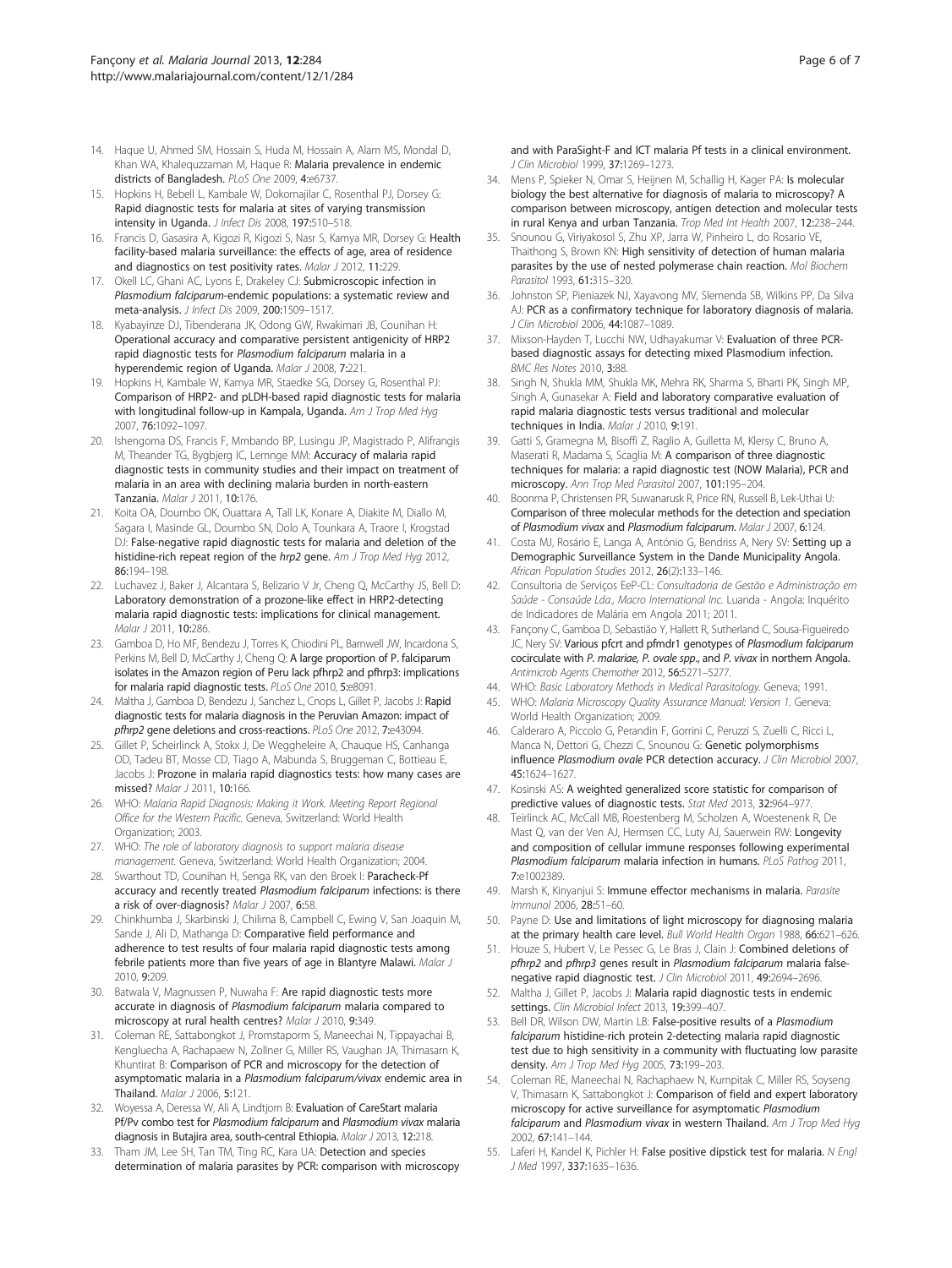14. Haque U, Ahmed SM, Hossain S, Huda M, Hossain A, Alam MS, Mondal D, Khan WA, Khalequzzaman M, Haque R: **Malaria prevalence in endemic districts of Bangladesh.** *PLoS One* 2009, **4:**e6737.
15. Hopkins H, Bebell L, Kambale W, Dokomajilar C, Rosenthal PJ, Dorsey G: **Rapid diagnostic tests for malaria at sites of varying transmission intensity in Uganda.** *J Infect Dis* 2008, **197:**510–518.
16. Francis D, Gasasira A, Kigozi R, Kigozi S, Nasr S, Kamya MR, Dorsey G: **Health facility-based malaria surveillance: the effects of age, area of residence and diagnostics on test positivity rates.** *Malar J* 2012, **11:**229.
17. Okell LC, Ghani AC, Lyons E, Drakeley CJ: **Submicroscopic infection in** ***Plasmodium falciparum*****-endemic populations: a systematic review and meta-analysis.** *J Infect Dis* 2009, **200:**1509–1517.
18. Kyabayinze DJ, Tibenderana JK, Odong GW, Rwakimari JB, Counihan H: **Operational accuracy and comparative persistent antigenicity of HRP2 rapid diagnostic tests for** ***Plasmodium falciparum*** **malaria in a hyperendemic region of Uganda.** *Malar J* 2008, **7:**221.
19. Hopkins H, Kambale W, Kamya MR, Staedke SG, Dorsey G, Rosenthal PJ: **Comparison of HRP2- and pLDH-based rapid diagnostic tests for malaria with longitudinal follow-up in Kampala, Uganda.** *Am J Trop Med Hyg* 2007, **76:**1092–1097.
20. Ishengoma DS, Francis F, Mmbando BP, Lusingu JP, Magistrado P, Alifrangis M, Theander TG, Bygbjerg IC, Lemnge MM: **Accuracy of malaria rapid diagnostic tests in community studies and their impact on treatment of malaria in an area with declining malaria burden in north-eastern Tanzania.** *Malar J* 2011, **10:**176.
21. Koita OA, Doumbo OK, Ouattara A, Tall LK, Konare A, Diakite M, Diallo M, Sagara I, Masinde GL, Doumbo SN, Dolo A, Tounkara A, Traore I, Krogstad DJ: **False-negative rapid diagnostic tests for malaria and deletion of the histidine-rich repeat region of the** ***hrp2*** **gene.** *Am J Trop Med Hyg* 2012, **86:**194–198.
22. Luchavez J, Baker J, Alcantara S, Belizario V Jr, Cheng Q, McCarthy JS, Bell D: **Laboratory demonstration of a prozone-like effect in HRP2-detecting malaria rapid diagnostic tests: implications for clinical management.** *Malar J* 2011, **10:**286.
23. Gamboa D, Ho MF, Bendezu J, Torres K, Chiodini PL, Barnwell JW, Incardona S, Perkins M, Bell D, McCarthy J, Cheng Q: **A large proportion of P. falciparum isolates in the Amazon region of Peru lack pfhrp2 and pfhrp3: implications for malaria rapid diagnostic tests.** *PLoS One* 2010, **5:**e8091.
24. Maltha J, Gamboa D, Bendezu J, Sanchez L, Cnops L, Gillet P, Jacobs J: **Rapid diagnostic tests for malaria diagnosis in the Peruvian Amazon: impact of** ***pfhrp2*** **gene deletions and cross-reactions.** *PLoS One* 2012, **7:**e43094.
25. Gillet P, Scheirlinck A, Stokx J, De Weggheleire A, Chauque HS, Canhanga OD, Tadeu BT, Mosse CD, Tiago A, Mabunda S, Bruggeman C, Bottieau E, Jacobs J: **Prozone in malaria rapid diagnostics tests: how many cases are missed?** *Malar J* 2011, **10:**166.
26. WHO: *Malaria Rapid Diagnosis: Making it Work. Meeting Report Regional Office for the Western Pacific.* Geneva, Switzerland: World Health Organization; 2003.
27. WHO: *The role of laboratory diagnosis to support malaria disease management.* Geneva, Switzerland: World Health Organization; 2004.
28. Swarthout TD, Counihan H, Senga RK, van den Broek I: **Paracheck-Pf accuracy and recently treated** ***Plasmodium falciparum*** **infections: is there a risk of over-diagnosis?** *Malar J* 2007, **6:**58.
29. Chinkhumba J, Skarbinski J, Chilima B, Campbell C, Ewing V, San Joaquin M, Sande J, Ali D, Mathanga D: **Comparative field performance and adherence to test results of four malaria rapid diagnostic tests among febrile patients more than five years of age in Blantyre Malawi.** *Malar J* 2010, **9:**209.
30. Batwala V, Magnussen P, Nuwaha F: **Are rapid diagnostic tests more accurate in diagnosis of** ***Plasmodium falciparum*** **malaria compared to microscopy at rural health centres?** *Malar J* 2010, **9:**349.
31. Coleman RE, Sattabongkot J, Promstaporm S, Maneechai N, Tippayachai B, Kengluecha A, Rachapaew N, Zollner G, Miller RS, Vaughan JA, Thimasarn K, Khuntirat B: **Comparison of PCR and microscopy for the detection of asymptomatic malaria in a** ***Plasmodium falciparum/vivax*** **endemic area in Thailand.** *Malar J* 2006, **5:**121.
32. Woyessa A, Deressa W, Ali A, Lindtjorn B: **Evaluation of CareStart malaria Pf/Pv combo test for** ***Plasmodium falciparum*** **and** ***Plasmodium vivax*** **malaria diagnosis in Butajira area, south-central Ethiopia.** *Malar J* 2013, **12:**218.
33. Tham JM, Lee SH, Tan TM, Ting RC, Kara UA: **Detection and species determination of malaria parasites by PCR: comparison with microscopy and with ParaSight-F and ICT malaria Pf tests in a clinical environment.** *J Clin Microbiol* 1999, **37:**1269–1273.
34. Mens P, Spieker N, Omar S, Heijnen M, Schallig H, Kager PA: **Is molecular biology the best alternative for diagnosis of malaria to microscopy? A comparison between microscopy, antigen detection and molecular tests in rural Kenya and urban Tanzania.** *Trop Med Int Health* 2007, **12:**238–244.
35. Snounou G, Viriyakosol S, Zhu XP, Jarra W, Pinheiro L, do Rosario VE, Thaithong S, Brown KN: **High sensitivity of detection of human malaria parasites by the use of nested polymerase chain reaction.** *Mol Biochem Parasitol* 1993, **61:**315–320.
36. Johnston SP, Pieniazek NJ, Xayavong MV, Slemenda SB, Wilkins PP, Da Silva AJ: **PCR as a confirmatory technique for laboratory diagnosis of malaria.** *J Clin Microbiol* 2006, **44:**1087–1089.
37. Mixson-Hayden T, Lucchi NW, Udhayakumar V: **Evaluation of three PCR-based diagnostic assays for detecting mixed Plasmodium infection.** *BMC Res Notes* 2010, **3:**88.
38. Singh N, Shukla MM, Shukla MK, Mehra RK, Sharma S, Bharti PK, Singh MP, Singh A, Gunasekar A: **Field and laboratory comparative evaluation of rapid malaria diagnostic tests versus traditional and molecular techniques in India.** *Malar J* 2010, **9:**191.
39. Gatti S, Gramegna M, Bisoffi Z, Raglio A, Gulletta M, Klersy C, Bruno A, Maserati R, Madama S, Scaglia M: **A comparison of three diagnostic techniques for malaria: a rapid diagnostic test (NOW Malaria), PCR and microscopy.** *Ann Trop Med Parasitol* 2007, **101:**195–204.
40. Boonma P, Christensen PR, Suwanarusk R, Price RN, Russell B, Lek-Uthai U: **Comparison of three molecular methods for the detection and speciation of** ***Plasmodium vivax*** **and** ***Plasmodium falciparum*****.** *Malar J* 2007, **6:**124.
41. Costa MJ, Rosário E, Langa A, António G, Bendriss A, Nery SV: **Setting up a Demographic Surveillance System in the Dande Municipality Angola.** *African Population Studies* 2012, **26**(2)**:**133–146.
42. Consultoria de Serviços EeP-CL: *Consultadoria de Gestão e Administração em Saúde - Consaúde Lda., Macro International Inc.* Luanda - Angola: Inquérito de Indicadores de Malária em Angola 2011; 2011.
43. Fançony C, Gamboa D, Sebastião Y, Hallett R, Sutherland C, Sousa-Figueiredo JC, Nery SV: **Various pfcrt and pfmdr1 genotypes of** ***Plasmodium falciparum*** **cocirculate with** ***P. malariae, P. ovale spp.*****, and** ***P. vivax*** **in northern Angola.** *Antimicrob Agents Chemother* 2012, **56:**5271–5277.
44. WHO: *Basic Laboratory Methods in Medical Parasitology.* Geneva; 1991.
45. WHO: *Malaria Microscopy Quality Assurance Manual: Version 1.* Geneva: World Health Organization; 2009.
46. Calderaro A, Piccolo G, Perandin F, Gorrini C, Peruzzi S, Zuelli C, Ricci L, Manca N, Dettori G, Chezzi C, Snounou G: **Genetic polymorphisms influence** ***Plasmodium ovale*** **PCR detection accuracy.** *J Clin Microbiol* 2007, **45:**1624–1627.
47. Kosinski AS: **A weighted generalized score statistic for comparison of predictive values of diagnostic tests.** *Stat Med* 2013, **32:**964–977.
48. Teirlinck AC, McCall MB, Roestenberg M, Scholzen A, Woestenenk R, De Mast Q, van der Ven AJ, Hermsen CC, Luty AJ, Sauerwein RW: **Longevity and composition of cellular immune responses following experimental** ***Plasmodium falciparum*** **malaria infection in humans.** *PLoS Pathog* 2011, **7:**e1002389.
49. Marsh K, Kinyanjui S: **Immune effector mechanisms in malaria.** *Parasite Immunol* 2006, **28:**51–60.
50. Payne D: **Use and limitations of light microscopy for diagnosing malaria at the primary health care level.** *Bull World Health Organ* 1988, **66:**621–626.
51. Houze S, Hubert V, Le Pessec G, Le Bras J, Clain J: **Combined deletions of** ***pfhrp2*** **and** ***pfhrp3*** **genes result in** ***Plasmodium falciparum*** **malaria false-negative rapid diagnostic test.** *J Clin Microbiol* 2011, **49:**2694–2696.
52. Maltha J, Gillet P, Jacobs J: **Malaria rapid diagnostic tests in endemic settings.** *Clin Microbiol Infect* 2013, **19:**399–407.
53. Bell DR, Wilson DW, Martin LB: **False-positive results of a** ***Plasmodium falciparum*** **histidine-rich protein 2-detecting malaria rapid diagnostic test due to high sensitivity in a community with fluctuating low parasite density.** *Am J Trop Med Hyg* 2005, **73:**199–203.
54. Coleman RE, Maneechai N, Rachaphaew N, Kumpitak C, Miller RS, Soyseng V, Thimasarn K, Sattabongkot J: **Comparison of field and expert laboratory microscopy for active surveillance for asymptomatic** ***Plasmodium falciparum*** **and** ***Plasmodium vivax*** **in western Thailand.** *Am J Trop Med Hyg* 2002, **67:**141–144.
55. Laferi H, Kandel K, Pichler H: **False positive dipstick test for malaria.** *N Engl J Med* 1997, **337:**1635–1636.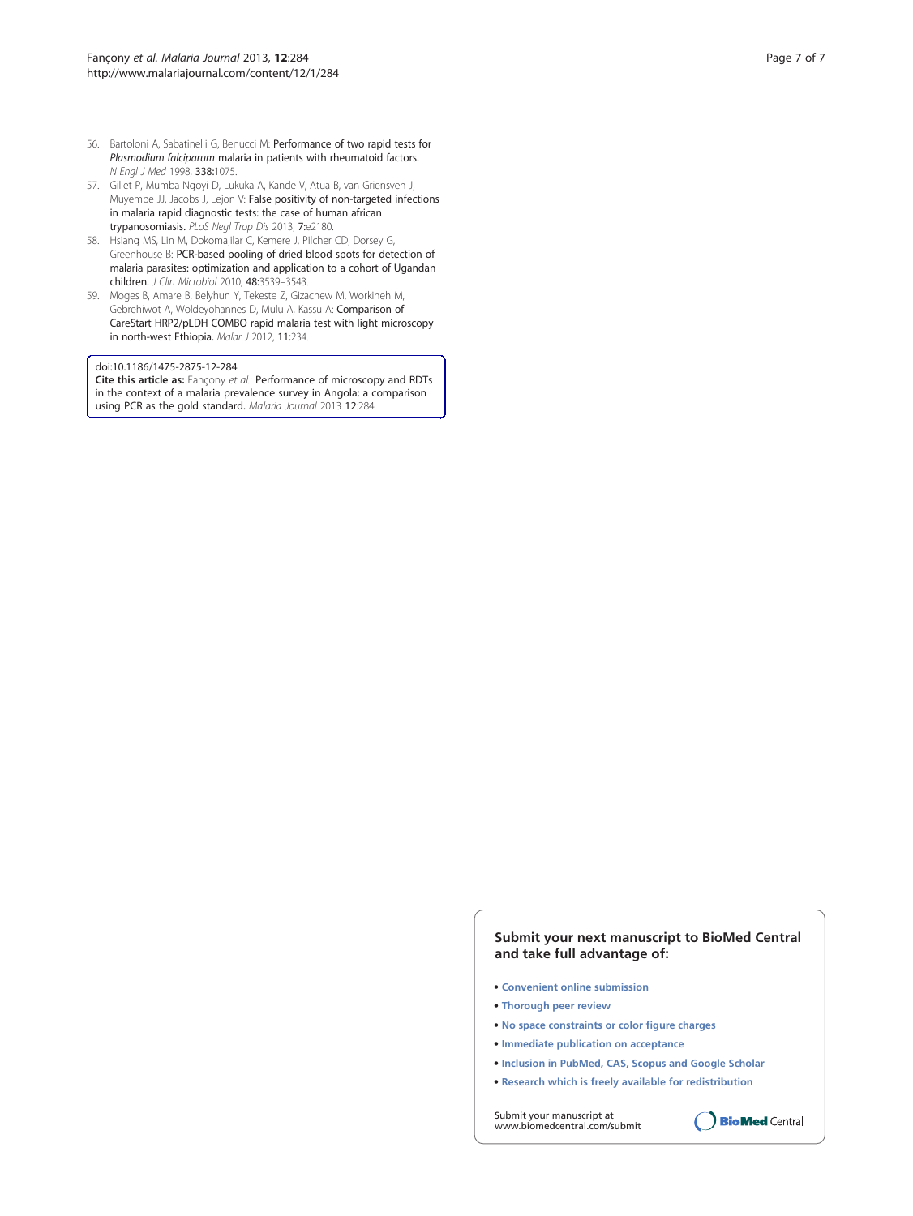56. Bartoloni A, Sabatinelli G, Benucci M: **Performance of two rapid tests for *Plasmodium falciparum* malaria in patients with rheumatoid factors.** *N Engl J Med* 1998, **338:**1075.
57. Gillet P, Mumba Ngoyi D, Lukuka A, Kande V, Atua B, van Griensven J, Muyembe JJ, Jacobs J, Lejon V: **False positivity of non-targeted infections in malaria rapid diagnostic tests: the case of human african trypanosomiasis.** *PLoS Negl Trop Dis* 2013, **7:**e2180.
58. Hsiang MS, Lin M, Dokomajilar C, Kemere J, Pilcher CD, Dorsey G, Greenhouse B: **PCR-based pooling of dried blood spots for detection of malaria parasites: optimization and application to a cohort of Ugandan children.** *J Clin Microbiol* 2010, **48:**3539–3543.
59. Moges B, Amare B, Belyhun Y, Tekeste Z, Gizachew M, Workineh M, Gebrehiwot A, Woldeyohannes D, Mulu A, Kassu A: **Comparison of CareStart HRP2/pLDH COMBO rapid malaria test with light microscopy in north-west Ethiopia.** *Malar J* 2012, **11:**234.

doi:10.1186/1475-2875-12-284
**Cite this article as:** Fançony *et al.*: Performance of microscopy and RDTs in the context of a malaria prevalence survey in Angola: a comparison using PCR as the gold standard. *Malaria Journal* 2013 **12**:284.

**Submit your next manuscript to BioMed Central and take full advantage of:**

- **Convenient online submission**
- **Thorough peer review**
- **No space constraints or color figure charges**
- **Immediate publication on acceptance**
- **Inclusion in PubMed, CAS, Scopus and Google Scholar**
- **Research which is freely available for redistribution**

Submit your manuscript at
www.biomedcentral.com/submit